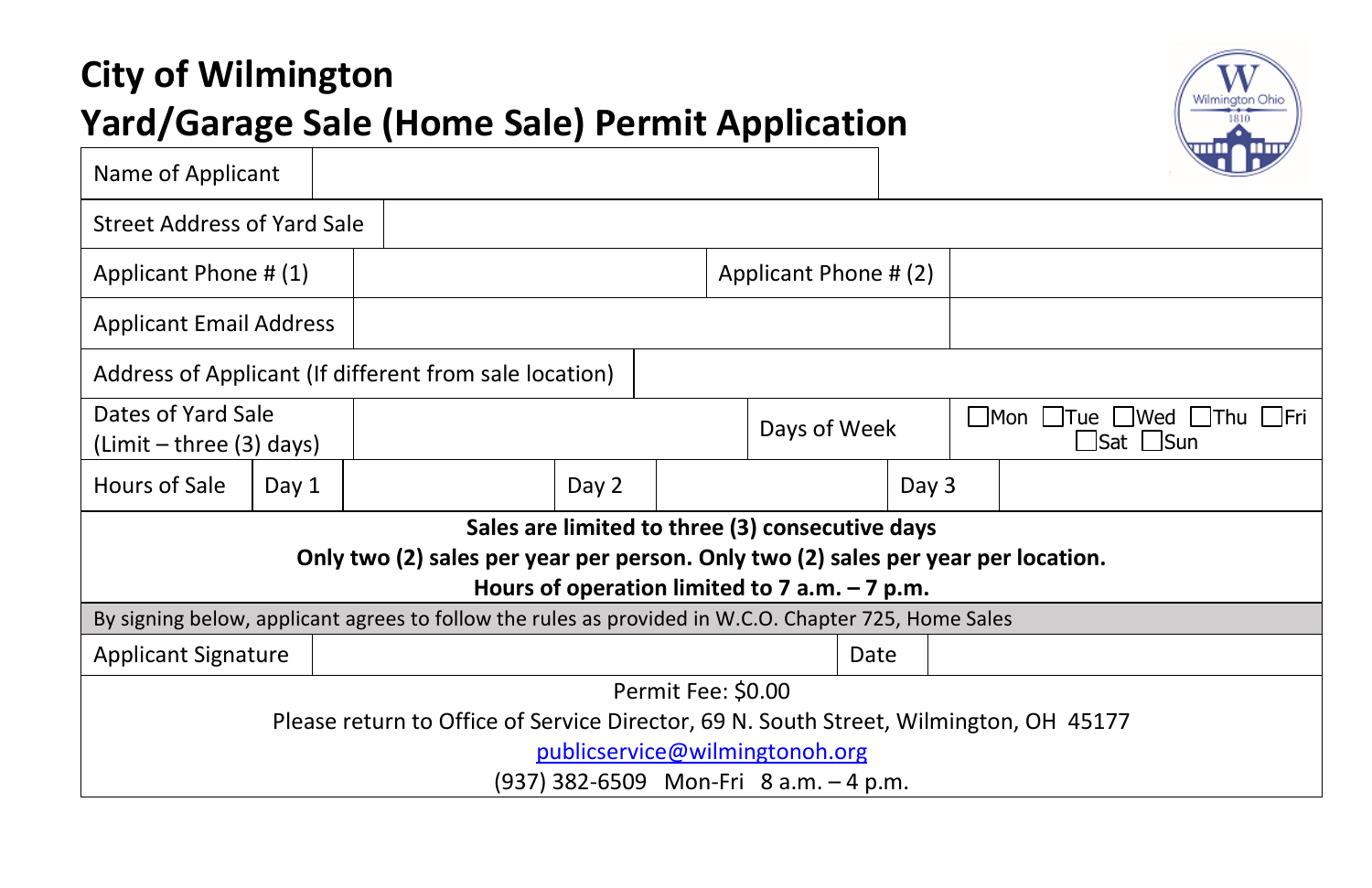# City of Wilmington

# Yard/Garage Sale (Home Sale) Permit Application

| Name of Applicant | | | | | |
|---|---|---|---|---|---|
| Street Address of Yard Sale | | | | | |
| Applicant Phone # (1) | | Applicant Phone # (2) | | | |
| Applicant Email Address | | | | | |
| Address of Applicant (If different from sale location) | | | | | |
| Dates of Yard Sale (Limit – three (3) days) | | Days of Week | ☐Mon ☐Tue ☐Wed ☐Thu ☐Fri ☐Sat ☐Sun | | |
| Hours of Sale | Day 1 | | Day 2 | | Day 3 |

**Sales are limited to three (3) consecutive days**

**Only two (2) sales per year per person. Only two (2) sales per year per location.**

**Hours of operation limited to 7 a.m. – 7 p.m.**

By signing below, applicant agrees to follow the rules as provided in W.C.O. Chapter 725, Home Sales

| Applicant Signature | | Date | |
|---|---|---|---|

Permit Fee: $0.00

Please return to Office of Service Director, 69 N. South Street, Wilmington, OH 45177

publicservice@wilmingtonoh.org

(937) 382-6509 Mon-Fri 8 a.m. – 4 p.m.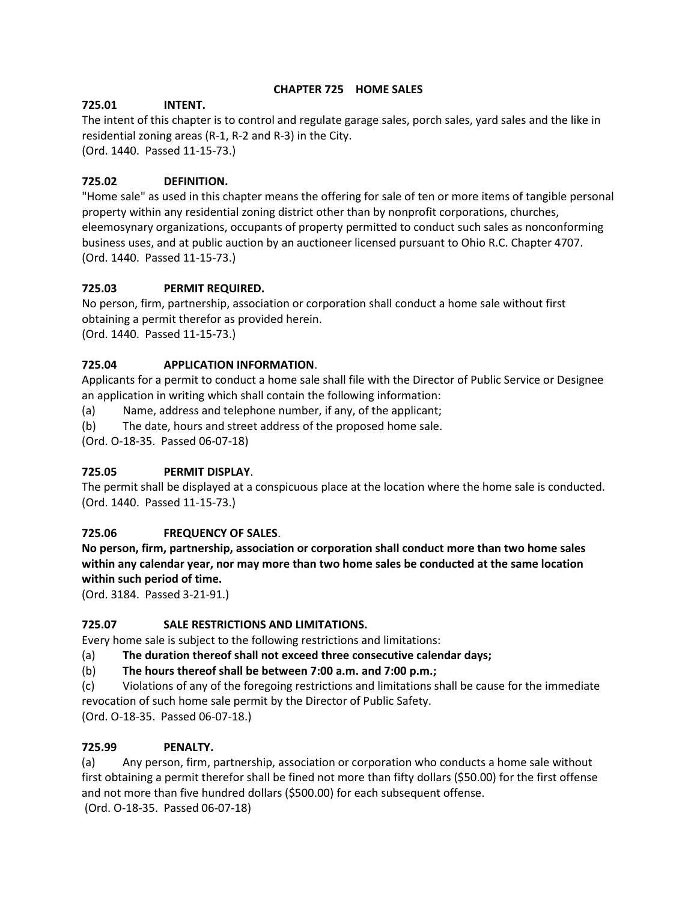# CHAPTER 725 HOME SALES

## 725.01 INTENT.

The intent of this chapter is to control and regulate garage sales, porch sales, yard sales and the like in residential zoning areas (R-1, R-2 and R-3) in the City.
(Ord. 1440. Passed 11-15-73.)

## 725.02 DEFINITION.

"Home sale" as used in this chapter means the offering for sale of ten or more items of tangible personal property within any residential zoning district other than by nonprofit corporations, churches, eleemosynary organizations, occupants of property permitted to conduct such sales as nonconforming business uses, and at public auction by an auctioneer licensed pursuant to Ohio R.C. Chapter 4707.
(Ord. 1440. Passed 11-15-73.)

## 725.03 PERMIT REQUIRED.

No person, firm, partnership, association or corporation shall conduct a home sale without first obtaining a permit therefor as provided herein.
(Ord. 1440. Passed 11-15-73.)

## 725.04 APPLICATION INFORMATION.

Applicants for a permit to conduct a home sale shall file with the Director of Public Service or Designee an application in writing which shall contain the following information:

(a) Name, address and telephone number, if any, of the applicant;

(b) The date, hours and street address of the proposed home sale.

(Ord. O-18-35. Passed 06-07-18)

## 725.05 PERMIT DISPLAY.

The permit shall be displayed at a conspicuous place at the location where the home sale is conducted.
(Ord. 1440. Passed 11-15-73.)

## 725.06 FREQUENCY OF SALES.

**No person, firm, partnership, association or corporation shall conduct more than two home sales within any calendar year, nor may more than two home sales be conducted at the same location within such period of time.**
(Ord. 3184. Passed 3-21-91.)

## 725.07 SALE RESTRICTIONS AND LIMITATIONS.

Every home sale is subject to the following restrictions and limitations:

(a) **The duration thereof shall not exceed three consecutive calendar days;**

(b) **The hours thereof shall be between 7:00 a.m. and 7:00 p.m.;**

(c) Violations of any of the foregoing restrictions and limitations shall be cause for the immediate revocation of such home sale permit by the Director of Public Safety.

(Ord. O-18-35. Passed 06-07-18.)

## 725.99 PENALTY.

(a) Any person, firm, partnership, association or corporation who conducts a home sale without first obtaining a permit therefor shall be fined not more than fifty dollars ($50.00) for the first offense and not more than five hundred dollars ($500.00) for each subsequent offense.

(Ord. O-18-35. Passed 06-07-18)